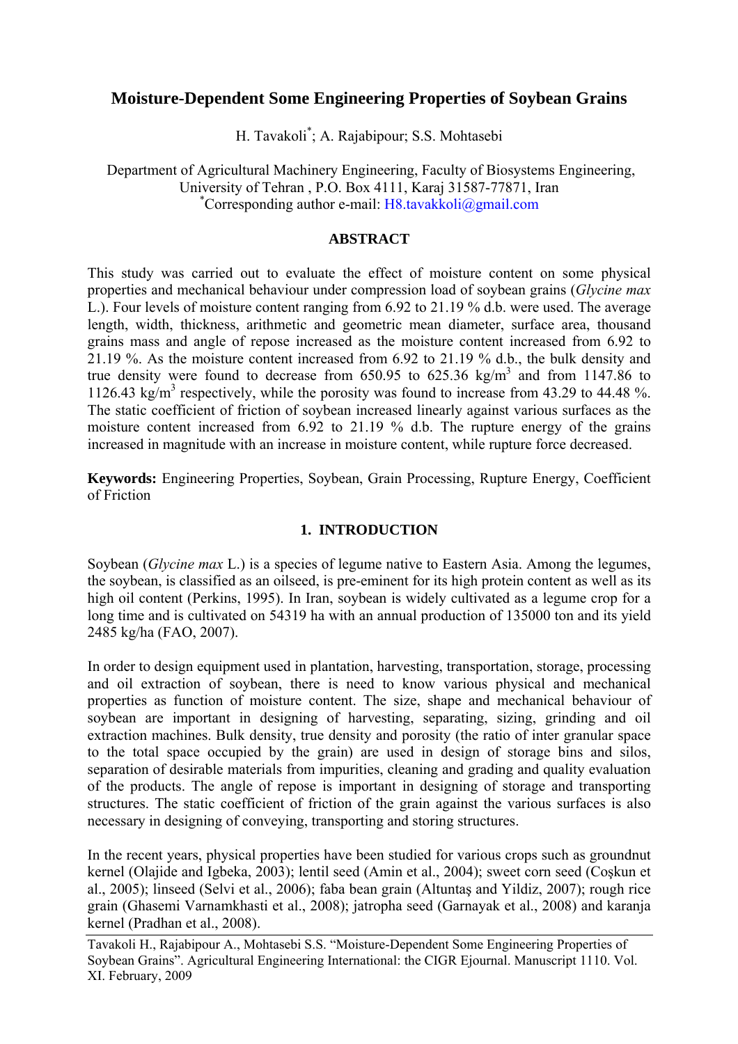# Moisture-Dependent Some Engineering Properties of Soybean Grains

H. Tavakoli[*]; A. Rajabipour; S.S. Mohtasebi

Department of Agricultural Machinery Engineering, Faculty of Biosystems Engineering, University of Tehran , P.O. Box 4111, Karaj 31587-77871, Iran
[*]Corresponding author e-mail: H8.tavakkoli@gmail.com

## ABSTRACT

This study was carried out to evaluate the effect of moisture content on some physical properties and mechanical behaviour under compression load of soybean grains (*Glycine max* L.). Four levels of moisture content ranging from 6.92 to 21.19 % d.b. were used. The average length, width, thickness, arithmetic and geometric mean diameter, surface area, thousand grains mass and angle of repose increased as the moisture content increased from 6.92 to 21.19 %. As the moisture content increased from 6.92 to 21.19 % d.b., the bulk density and true density were found to decrease from 650.95 to 625.36 kg/m$^3$ and from 1147.86 to 1126.43 kg/m$^3$ respectively, while the porosity was found to increase from 43.29 to 44.48 %. The static coefficient of friction of soybean increased linearly against various surfaces as the moisture content increased from 6.92 to 21.19 % d.b. The rupture energy of the grains increased in magnitude with an increase in moisture content, while rupture force decreased.

**Keywords:** Engineering Properties, Soybean, Grain Processing, Rupture Energy, Coefficient of Friction

## 1. INTRODUCTION

Soybean (*Glycine max* L.) is a species of legume native to Eastern Asia. Among the legumes, the soybean, is classified as an oilseed, is pre-eminent for its high protein content as well as its high oil content (Perkins, 1995). In Iran, soybean is widely cultivated as a legume crop for a long time and is cultivated on 54319 ha with an annual production of 135000 ton and its yield 2485 kg/ha (FAO, 2007).

In order to design equipment used in plantation, harvesting, transportation, storage, processing and oil extraction of soybean, there is need to know various physical and mechanical properties as function of moisture content. The size, shape and mechanical behaviour of soybean are important in designing of harvesting, separating, sizing, grinding and oil extraction machines. Bulk density, true density and porosity (the ratio of inter granular space to the total space occupied by the grain) are used in design of storage bins and silos, separation of desirable materials from impurities, cleaning and grading and quality evaluation of the products. The angle of repose is important in designing of storage and transporting structures. The static coefficient of friction of the grain against the various surfaces is also necessary in designing of conveying, transporting and storing structures.

In the recent years, physical properties have been studied for various crops such as groundnut kernel (Olajide and Igbeka, 2003); lentil seed (Amin et al., 2004); sweet corn seed (Coşkun et al., 2005); linseed (Selvi et al., 2006); faba bean grain (Altuntaş and Yildiz, 2007); rough rice grain (Ghasemi Varnamkhasti et al., 2008); jatropha seed (Garnayak et al., 2008) and karanja kernel (Pradhan et al., 2008).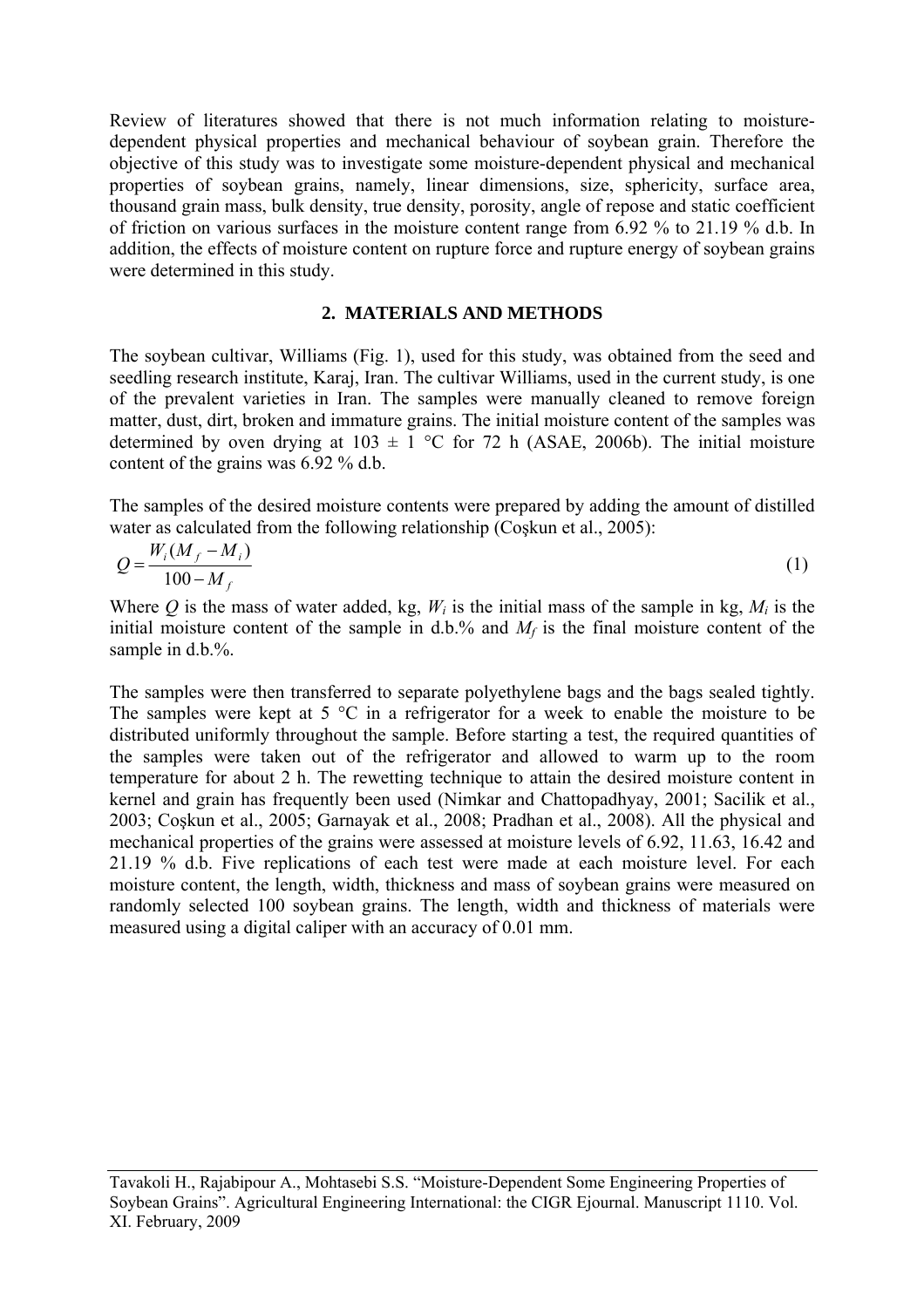Review of literatures showed that there is not much information relating to moisture-dependent physical properties and mechanical behaviour of soybean grain. Therefore the objective of this study was to investigate some moisture-dependent physical and mechanical properties of soybean grains, namely, linear dimensions, size, sphericity, surface area, thousand grain mass, bulk density, true density, porosity, angle of repose and static coefficient of friction on various surfaces in the moisture content range from 6.92 % to 21.19 % d.b. In addition, the effects of moisture content on rupture force and rupture energy of soybean grains were determined in this study.

## 2. MATERIALS AND METHODS

The soybean cultivar, Williams (Fig. 1), used for this study, was obtained from the seed and seedling research institute, Karaj, Iran. The cultivar Williams, used in the current study, is one of the prevalent varieties in Iran. The samples were manually cleaned to remove foreign matter, dust, dirt, broken and immature grains. The initial moisture content of the samples was determined by oven drying at 103 ± 1 °C for 72 h (ASAE, 2006b). The initial moisture content of the grains was 6.92 % d.b.

The samples of the desired moisture contents were prepared by adding the amount of distilled water as calculated from the following relationship (Coşkun et al., 2005):

$$Q = \frac{W_i(M_f - M_i)}{100 - M_f} \tag{1}$$

Where $Q$ is the mass of water added, kg, $W_i$ is the initial mass of the sample in kg, $M_i$ is the initial moisture content of the sample in d.b.% and $M_f$ is the final moisture content of the sample in d.b.%.

The samples were then transferred to separate polyethylene bags and the bags sealed tightly. The samples were kept at 5 °C in a refrigerator for a week to enable the moisture to be distributed uniformly throughout the sample. Before starting a test, the required quantities of the samples were taken out of the refrigerator and allowed to warm up to the room temperature for about 2 h. The rewetting technique to attain the desired moisture content in kernel and grain has frequently been used (Nimkar and Chattopadhyay, 2001; Sacilik et al., 2003; Coşkun et al., 2005; Garnayak et al., 2008; Pradhan et al., 2008). All the physical and mechanical properties of the grains were assessed at moisture levels of 6.92, 11.63, 16.42 and 21.19 % d.b. Five replications of each test were made at each moisture level. For each moisture content, the length, width, thickness and mass of soybean grains were measured on randomly selected 100 soybean grains. The length, width and thickness of materials were measured using a digital caliper with an accuracy of 0.01 mm.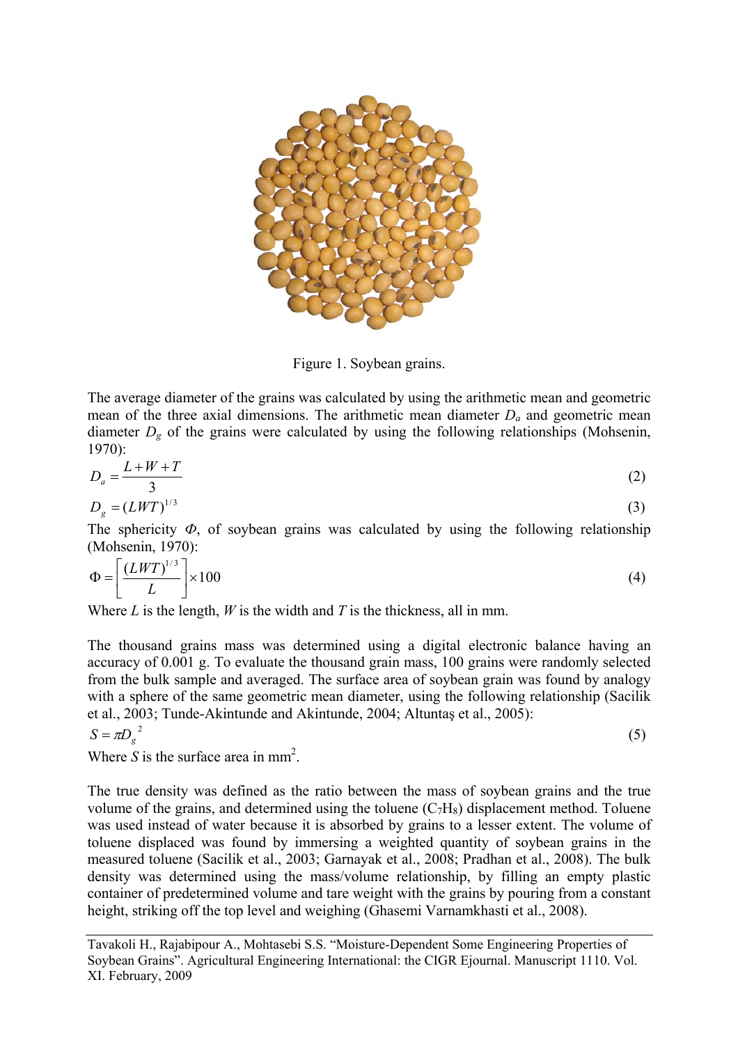Figure 1. Soybean grains.

The average diameter of the grains was calculated by using the arithmetic mean and geometric mean of the three axial dimensions. The arithmetic mean diameter $D_a$ and geometric mean diameter $D_g$ of the grains were calculated by using the following relationships (Mohsenin, 1970):

$$D_a = \frac{L + W + T}{3} \tag{2}$$

$$D_g = (LWT)^{1/3} \tag{3}$$

The sphericity $\Phi$, of soybean grains was calculated by using the following relationship (Mohsenin, 1970):

$$\Phi = \left[ \frac{(LWT)^{1/3}}{L} \right] \times 100 \tag{4}$$

Where $L$ is the length, $W$ is the width and $T$ is the thickness, all in mm.

The thousand grains mass was determined using a digital electronic balance having an accuracy of 0.001 g. To evaluate the thousand grain mass, 100 grains were randomly selected from the bulk sample and averaged. The surface area of soybean grain was found by analogy with a sphere of the same geometric mean diameter, using the following relationship (Sacilik et al., 2003; Tunde-Akintunde and Akintunde, 2004; Altuntaş et al., 2005):

$$S = \pi D_g^{\,2} \tag{5}$$

Where $S$ is the surface area in mm$^2$.

The true density was defined as the ratio between the mass of soybean grains and the true volume of the grains, and determined using the toluene ($C_7H_8$) displacement method. Toluene was used instead of water because it is absorbed by grains to a lesser extent. The volume of toluene displaced was found by immersing a weighted quantity of soybean grains in the measured toluene (Sacilik et al., 2003; Garnayak et al., 2008; Pradhan et al., 2008). The bulk density was determined using the mass/volume relationship, by filling an empty plastic container of predetermined volume and tare weight with the grains by pouring from a constant height, striking off the top level and weighing (Ghasemi Varnamkhasti et al., 2008).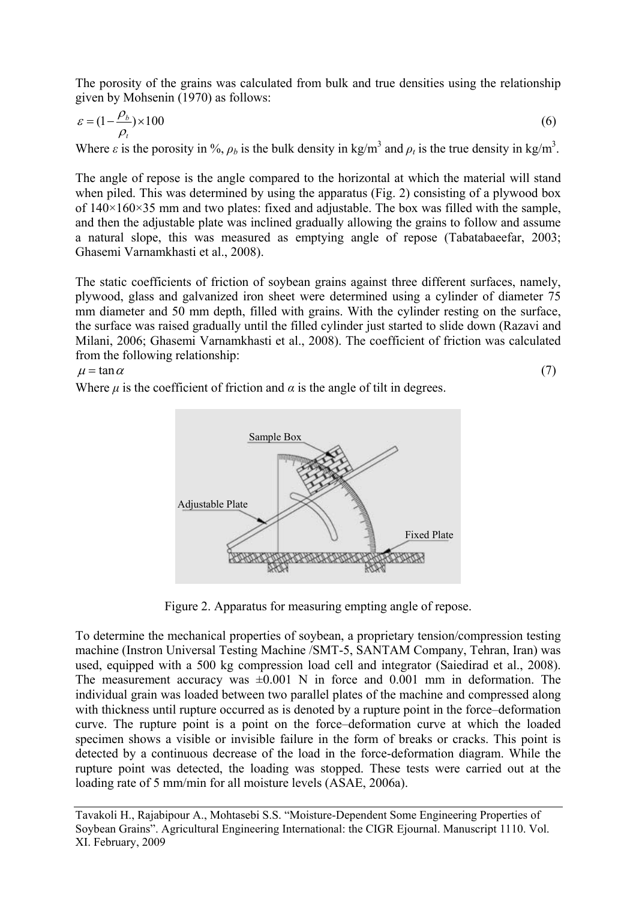The porosity of the grains was calculated from bulk and true densities using the relationship given by Mohsenin (1970) as follows:

$$\varepsilon = (1 - \frac{\rho_b}{\rho_t}) \times 100 \quad (6)$$

Where $\varepsilon$ is the porosity in %, $\rho_b$ is the bulk density in kg/m$^3$ and $\rho_t$ is the true density in kg/m$^3$.

The angle of repose is the angle compared to the horizontal at which the material will stand when piled. This was determined by using the apparatus (Fig. 2) consisting of a plywood box of 140×160×35 mm and two plates: fixed and adjustable. The box was filled with the sample, and then the adjustable plate was inclined gradually allowing the grains to follow and assume a natural slope, this was measured as emptying angle of repose (Tabatabaeefar, 2003; Ghasemi Varnamkhasti et al., 2008).

The static coefficients of friction of soybean grains against three different surfaces, namely, plywood, glass and galvanized iron sheet were determined using a cylinder of diameter 75 mm diameter and 50 mm depth, filled with grains. With the cylinder resting on the surface, the surface was raised gradually until the filled cylinder just started to slide down (Razavi and Milani, 2006; Ghasemi Varnamkhasti et al., 2008). The coefficient of friction was calculated from the following relationship:

$$\mu = \tan \alpha \quad (7)$$

Where $\mu$ is the coefficient of friction and $\alpha$ is the angle of tilt in degrees.

Figure 2. Apparatus for measuring empting angle of repose.

To determine the mechanical properties of soybean, a proprietary tension/compression testing machine (Instron Universal Testing Machine /SMT-5, SANTAM Company, Tehran, Iran) was used, equipped with a 500 kg compression load cell and integrator (Saiedirad et al., 2008). The measurement accuracy was ±0.001 N in force and 0.001 mm in deformation. The individual grain was loaded between two parallel plates of the machine and compressed along with thickness until rupture occurred as is denoted by a rupture point in the force–deformation curve. The rupture point is a point on the force–deformation curve at which the loaded specimen shows a visible or invisible failure in the form of breaks or cracks. This point is detected by a continuous decrease of the load in the force-deformation diagram. While the rupture point was detected, the loading was stopped. These tests were carried out at the loading rate of 5 mm/min for all moisture levels (ASAE, 2006a).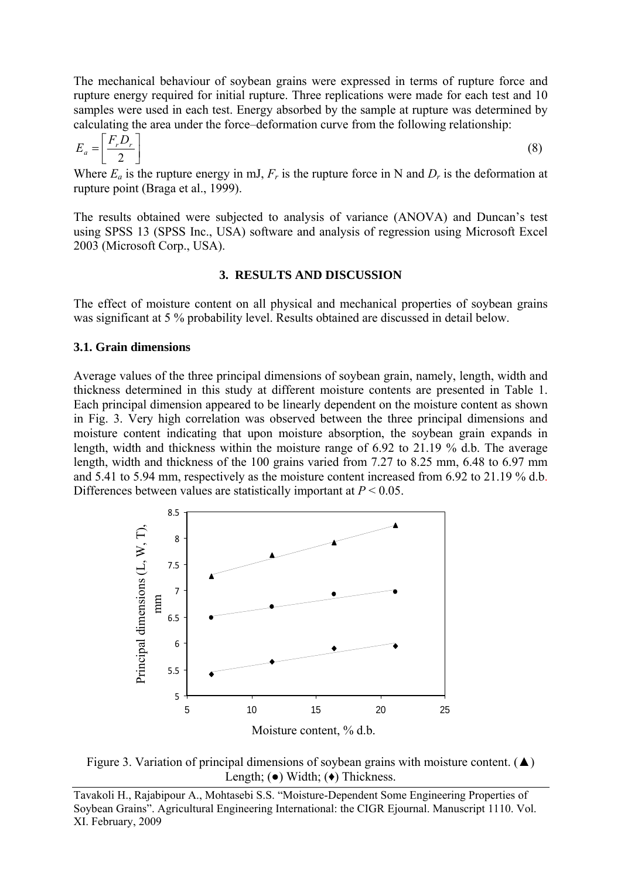The mechanical behaviour of soybean grains were expressed in terms of rupture force and rupture energy required for initial rupture. Three replications were made for each test and 10 samples were used in each test. Energy absorbed by the sample at rupture was determined by calculating the area under the force–deformation curve from the following relationship:

$$E_a = \left[\frac{F_r D_r}{2}\right] \tag{8}$$

Where $E_a$ is the rupture energy in mJ, $F_r$ is the rupture force in N and $D_r$ is the deformation at rupture point (Braga et al., 1999).

The results obtained were subjected to analysis of variance (ANOVA) and Duncan's test using SPSS 13 (SPSS Inc., USA) software and analysis of regression using Microsoft Excel 2003 (Microsoft Corp., USA).

## 3. RESULTS AND DISCUSSION

The effect of moisture content on all physical and mechanical properties of soybean grains was significant at 5 % probability level. Results obtained are discussed in detail below.

### 3.1. Grain dimensions

Average values of the three principal dimensions of soybean grain, namely, length, width and thickness determined in this study at different moisture contents are presented in Table 1. Each principal dimension appeared to be linearly dependent on the moisture content as shown in Fig. 3. Very high correlation was observed between the three principal dimensions and moisture content indicating that upon moisture absorption, the soybean grain expands in length, width and thickness within the moisture range of 6.92 to 21.19 % d.b. The average length, width and thickness of the 100 grains varied from 7.27 to 8.25 mm, 6.48 to 6.97 mm and 5.41 to 5.94 mm, respectively as the moisture content increased from 6.92 to 21.19 % d.b. Differences between values are statistically important at $P < 0.05$.

Figure 3. Variation of principal dimensions of soybean grains with moisture content. (▲) Length; (●) Width; (♦) Thickness.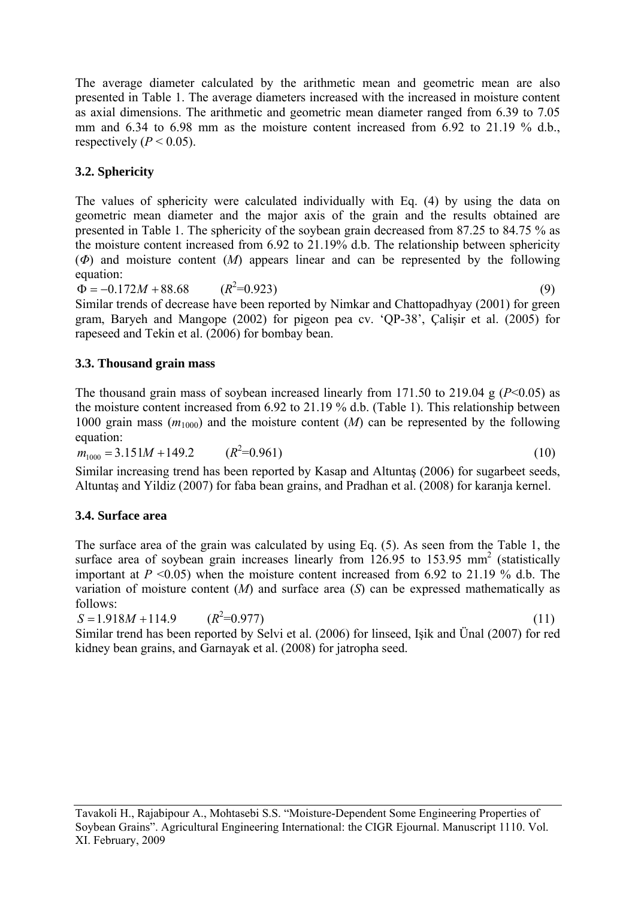The average diameter calculated by the arithmetic mean and geometric mean are also presented in Table 1. The average diameters increased with the increased in moisture content as axial dimensions. The arithmetic and geometric mean diameter ranged from 6.39 to 7.05 mm and 6.34 to 6.98 mm as the moisture content increased from 6.92 to 21.19 % d.b., respectively ($P < 0.05$).

### 3.2. Sphericity

The values of sphericity were calculated individually with Eq. (4) by using the data on geometric mean diameter and the major axis of the grain and the results obtained are presented in Table 1. The sphericity of the soybean grain decreased from 87.25 to 84.75 % as the moisture content increased from 6.92 to 21.19% d.b. The relationship between sphericity ($\Phi$) and moisture content ($M$) appears linear and can be represented by the following equation:

$$\Phi = -0.172M + 88.68 \qquad (R^2=0.923) \qquad (9)$$

Similar trends of decrease have been reported by Nimkar and Chattopadhyay (2001) for green gram, Baryeh and Mangope (2002) for pigeon pea cv. 'QP-38', Çalişir et al. (2005) for rapeseed and Tekin et al. (2006) for bombay bean.

### 3.3. Thousand grain mass

The thousand grain mass of soybean increased linearly from 171.50 to 219.04 g ($P$<0.05) as the moisture content increased from 6.92 to 21.19 % d.b. (Table 1). This relationship between 1000 grain mass ($m_{1000}$) and the moisture content ($M$) can be represented by the following equation:

$$m_{1000} = 3.151M + 149.2 \qquad (R^2=0.961) \qquad (10)$$

Similar increasing trend has been reported by Kasap and Altuntaş (2006) for sugarbeet seeds, Altuntaş and Yildiz (2007) for faba bean grains, and Pradhan et al. (2008) for karanja kernel.

### 3.4. Surface area

The surface area of the grain was calculated by using Eq. (5). As seen from the Table 1, the surface area of soybean grain increases linearly from 126.95 to 153.95 mm$^2$ (statistically important at $P$ <0.05) when the moisture content increased from 6.92 to 21.19 % d.b. The variation of moisture content ($M$) and surface area ($S$) can be expressed mathematically as follows:

$$S = 1.918M + 114.9 \qquad (R^2=0.977) \qquad (11)$$

Similar trend has been reported by Selvi et al. (2006) for linseed, Işik and Ünal (2007) for red kidney bean grains, and Garnayak et al. (2008) for jatropha seed.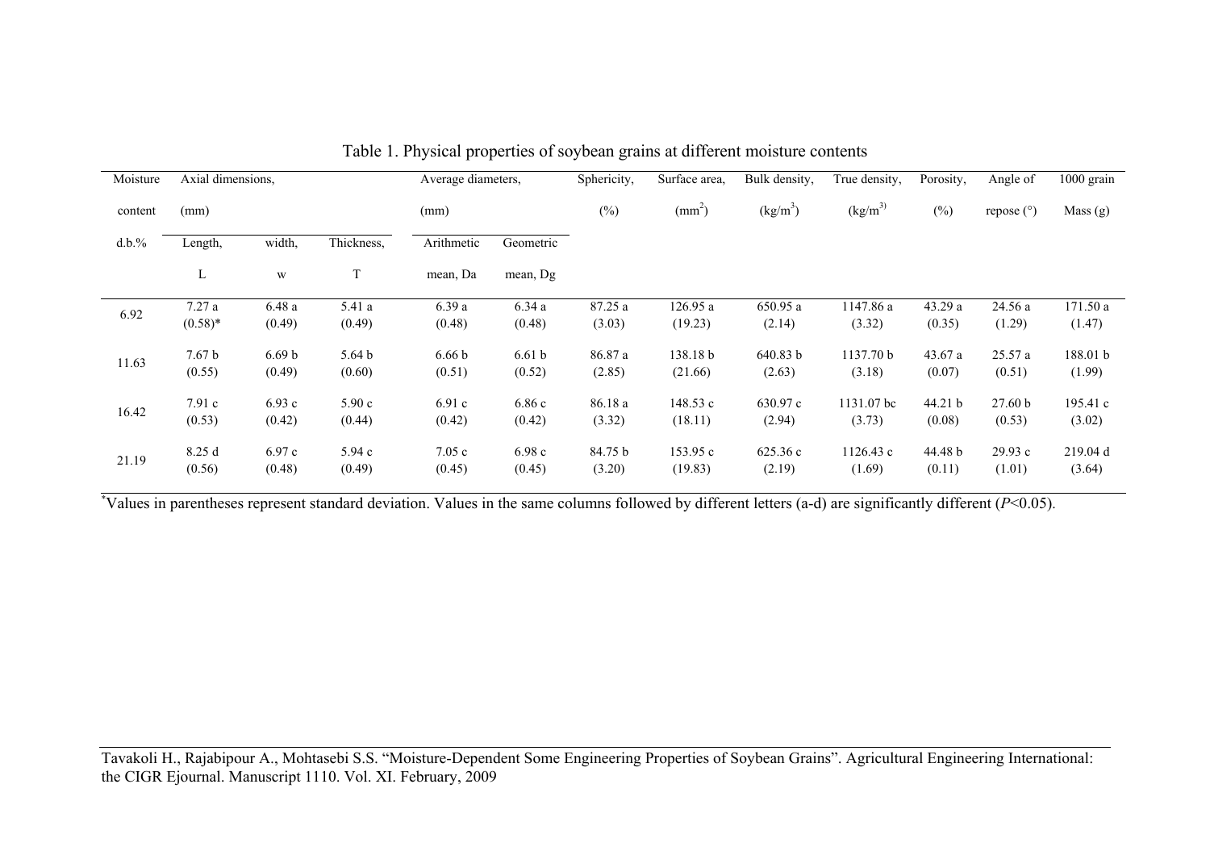Table 1. Physical properties of soybean grains at different moisture contents

| Moisture content d.b.% | Axial dimensions, (mm) | | | Average diameters, (mm) | | Sphericity, (%) | Surface area, ($mm^2$) | Bulk density, ($kg/m^3$) | True density, ($kg/m^3$) | Porosity, (%) | Angle of repose (°) | 1000 grain Mass (g) |
|---|---|---|---|---|---|---|---|---|---|---|---|---|
| | Length, L | width, w | Thickness, T | Arithmetic mean, Da | Geometric mean, Dg | | | | | | | |
| 6.92 | 7.27 a (0.58)* | 6.48 a (0.49) | 5.41 a (0.49) | 6.39 a (0.48) | 6.34 a (0.48) | 87.25 a (3.03) | 126.95 a (19.23) | 650.95 a (2.14) | 1147.86 a (3.32) | 43.29 a (0.35) | 24.56 a (1.29) | 171.50 a (1.47) |
| 11.63 | 7.67 b (0.55) | 6.69 b (0.49) | 5.64 b (0.60) | 6.66 b (0.51) | 6.61 b (0.52) | 86.87 a (2.85) | 138.18 b (21.66) | 640.83 b (2.63) | 1137.70 b (3.18) | 43.67 a (0.07) | 25.57 a (0.51) | 188.01 b (1.99) |
| 16.42 | 7.91 c (0.53) | 6.93 c (0.42) | 5.90 c (0.44) | 6.91 c (0.42) | 6.86 c (0.42) | 86.18 a (3.32) | 148.53 c (18.11) | 630.97 c (2.94) | 1131.07 bc (3.73) | 44.21 b (0.08) | 27.60 b (0.53) | 195.41 c (3.02) |
| 21.19 | 8.25 d (0.56) | 6.97 c (0.48) | 5.94 c (0.49) | 7.05 c (0.45) | 6.98 c (0.45) | 84.75 b (3.20) | 153.95 c (19.83) | 625.36 c (2.19) | 1126.43 c (1.69) | 44.48 b (0.11) | 29.93 c (1.01) | 219.04 d (3.64) |

*Values in parentheses represent standard deviation. Values in the same columns followed by different letters (a-d) are significantly different ($P$<0.05).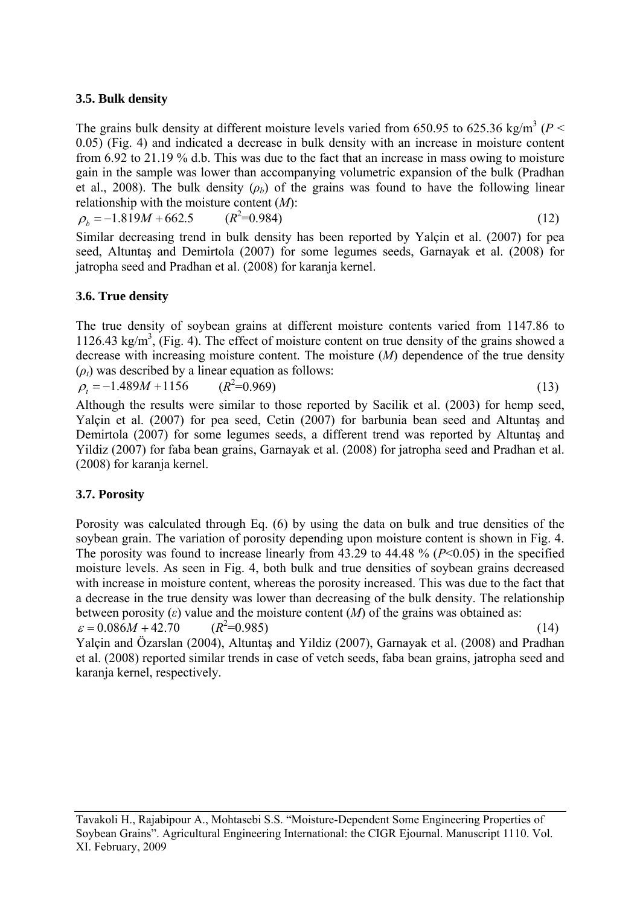### 3.5. Bulk density

The grains bulk density at different moisture levels varied from 650.95 to 625.36 kg/m$^3$ ($P < 0.05$) (Fig. 4) and indicated a decrease in bulk density with an increase in moisture content from 6.92 to 21.19 % d.b. This was due to the fact that an increase in mass owing to moisture gain in the sample was lower than accompanying volumetric expansion of the bulk (Pradhan et al., 2008). The bulk density ($\rho_b$) of the grains was found to have the following linear relationship with the moisture content ($M$):

$$\rho_b = -1.819M + 662.5 \qquad (R^2=0.984) \tag{12}$$

Similar decreasing trend in bulk density has been reported by Yalçin et al. (2007) for pea seed, Altuntaş and Demirtola (2007) for some legumes seeds, Garnayak et al. (2008) for jatropha seed and Pradhan et al. (2008) for karanja kernel.

### 3.6. True density

The true density of soybean grains at different moisture contents varied from 1147.86 to 1126.43 kg/m$^3$, (Fig. 4). The effect of moisture content on true density of the grains showed a decrease with increasing moisture content. The moisture ($M$) dependence of the true density ($\rho_t$) was described by a linear equation as follows:

$$\rho_t = -1.489M + 1156 \qquad (R^2=0.969) \tag{13}$$

Although the results were similar to those reported by Sacilik et al. (2003) for hemp seed, Yalçin et al. (2007) for pea seed, Cetin (2007) for barbunia bean seed and Altuntaş and Demirtola (2007) for some legumes seeds, a different trend was reported by Altuntaş and Yildiz (2007) for faba bean grains, Garnayak et al. (2008) for jatropha seed and Pradhan et al. (2008) for karanja kernel.

### 3.7. Porosity

Porosity was calculated through Eq. (6) by using the data on bulk and true densities of the soybean grain. The variation of porosity depending upon moisture content is shown in Fig. 4. The porosity was found to increase linearly from 43.29 to 44.48 % ($P<0.05$) in the specified moisture levels. As seen in Fig. 4, both bulk and true densities of soybean grains decreased with increase in moisture content, whereas the porosity increased. This was due to the fact that a decrease in the true density was lower than decreasing of the bulk density. The relationship between porosity ($\varepsilon$) value and the moisture content ($M$) of the grains was obtained as:

$$\varepsilon = 0.086M + 42.70 \qquad (R^2=0.985) \tag{14}$$

Yalçin and Özarslan (2004), Altuntaş and Yildiz (2007), Garnayak et al. (2008) and Pradhan et al. (2008) reported similar trends in case of vetch seeds, faba bean grains, jatropha seed and karanja kernel, respectively.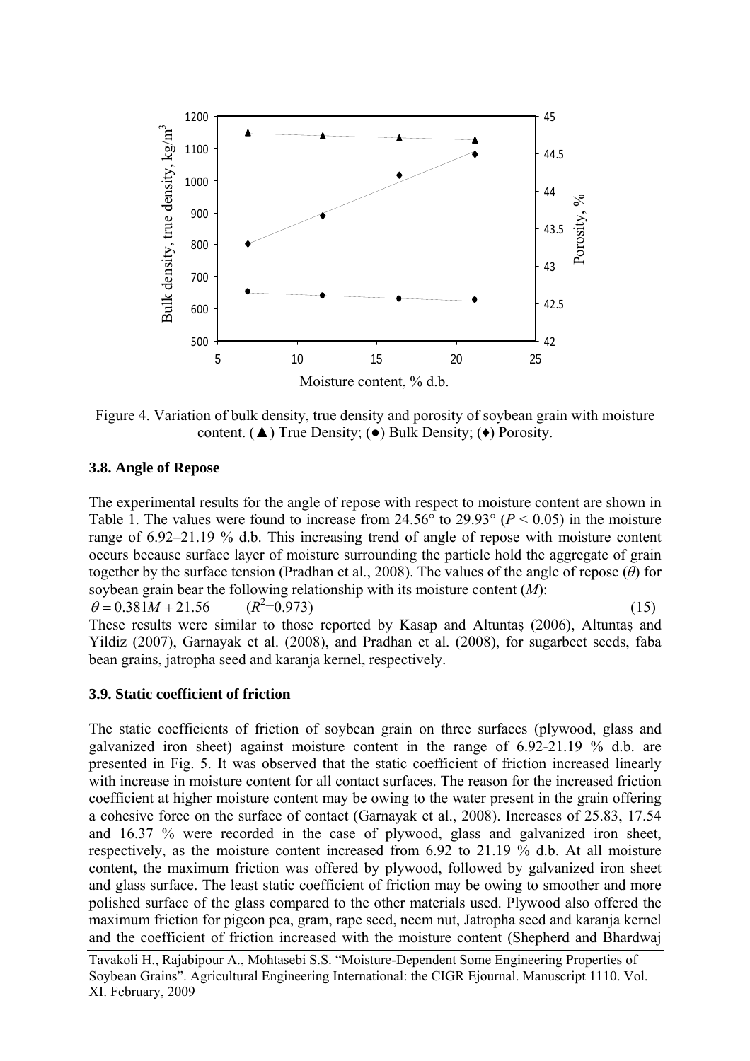Figure 4. Variation of bulk density, true density and porosity of soybean grain with moisture content. (▲) True Density; (●) Bulk Density; (♦) Porosity.

### 3.8. Angle of Repose

The experimental results for the angle of repose with respect to moisture content are shown in Table 1. The values were found to increase from 24.56° to 29.93° ($P < 0.05$) in the moisture range of 6.92–21.19 % d.b. This increasing trend of angle of repose with moisture content occurs because surface layer of moisture surrounding the particle hold the aggregate of grain together by the surface tension (Pradhan et al., 2008). The values of the angle of repose ($\theta$) for soybean grain bear the following relationship with its moisture content ($M$):

$$\theta = 0.381M + 21.56 \qquad (R^2=0.973) \qquad (15)$$

These results were similar to those reported by Kasap and Altuntaş (2006), Altuntaş and Yildiz (2007), Garnayak et al. (2008), and Pradhan et al. (2008), for sugarbeet seeds, faba bean grains, jatropha seed and karanja kernel, respectively.

### 3.9. Static coefficient of friction

The static coefficients of friction of soybean grain on three surfaces (plywood, glass and galvanized iron sheet) against moisture content in the range of 6.92-21.19 % d.b. are presented in Fig. 5. It was observed that the static coefficient of friction increased linearly with increase in moisture content for all contact surfaces. The reason for the increased friction coefficient at higher moisture content may be owing to the water present in the grain offering a cohesive force on the surface of contact (Garnayak et al., 2008). Increases of 25.83, 17.54 and 16.37 % were recorded in the case of plywood, glass and galvanized iron sheet, respectively, as the moisture content increased from 6.92 to 21.19 % d.b. At all moisture content, the maximum friction was offered by plywood, followed by galvanized iron sheet and glass surface. The least static coefficient of friction may be owing to smoother and more polished surface of the glass compared to the other materials used. Plywood also offered the maximum friction for pigeon pea, gram, rape seed, neem nut, Jatropha seed and karanja kernel and the coefficient of friction increased with the moisture content (Shepherd and Bhardwaj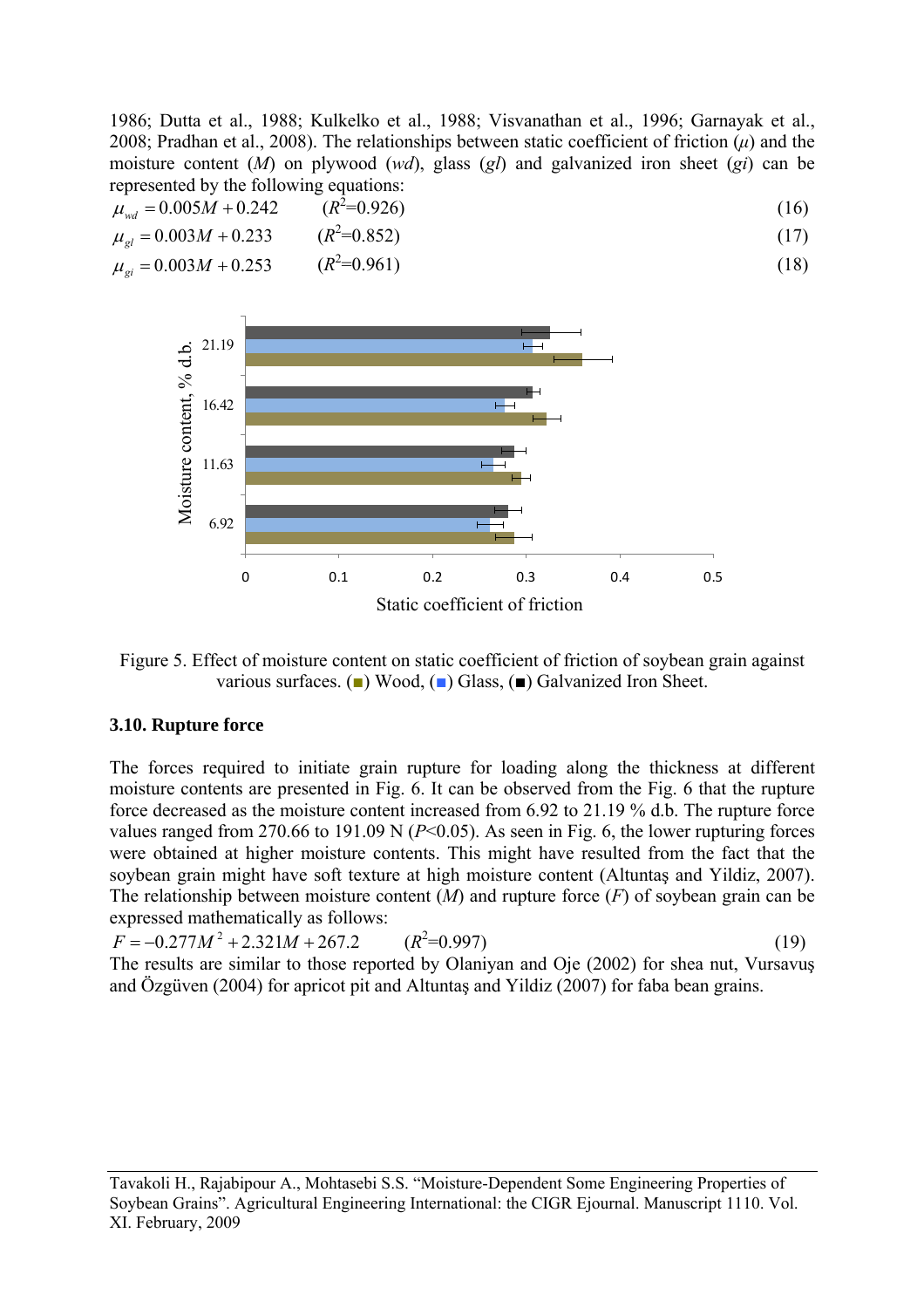1986; Dutta et al., 1988; Kulkelko et al., 1988; Visvanathan et al., 1996; Garnayak et al., 2008; Pradhan et al., 2008). The relationships between static coefficient of friction ($\mu$) and the moisture content ($M$) on plywood ($wd$), glass ($gl$) and galvanized iron sheet ($gi$) can be represented by the following equations:

$$\mu_{wd} = 0.005M + 0.242 \qquad (R^2=0.926) \tag{16}$$

$$\mu_{gl} = 0.003M + 0.233 \qquad (R^2=0.852) \tag{17}$$

$$\mu_{gi} = 0.003M + 0.253 \qquad (R^2=0.961) \tag{18}$$

Figure 5. Effect of moisture content on static coefficient of friction of soybean grain against various surfaces. (■) Wood, (■) Glass, (■) Galvanized Iron Sheet.

### 3.10. Rupture force

The forces required to initiate grain rupture for loading along the thickness at different moisture contents are presented in Fig. 6. It can be observed from the Fig. 6 that the rupture force decreased as the moisture content increased from 6.92 to 21.19 % d.b. The rupture force values ranged from 270.66 to 191.09 N ($P$<0.05). As seen in Fig. 6, the lower rupturing forces were obtained at higher moisture contents. This might have resulted from the fact that the soybean grain might have soft texture at high moisture content (Altuntaş and Yildiz, 2007). The relationship between moisture content ($M$) and rupture force ($F$) of soybean grain can be expressed mathematically as follows:

$$F = -0.277M^2 + 2.321M + 267.2 \qquad (R^2=0.997) \tag{19}$$

The results are similar to those reported by Olaniyan and Oje (2002) for shea nut, Vursavuş and Özgüven (2004) for apricot pit and Altuntaş and Yildiz (2007) for faba bean grains.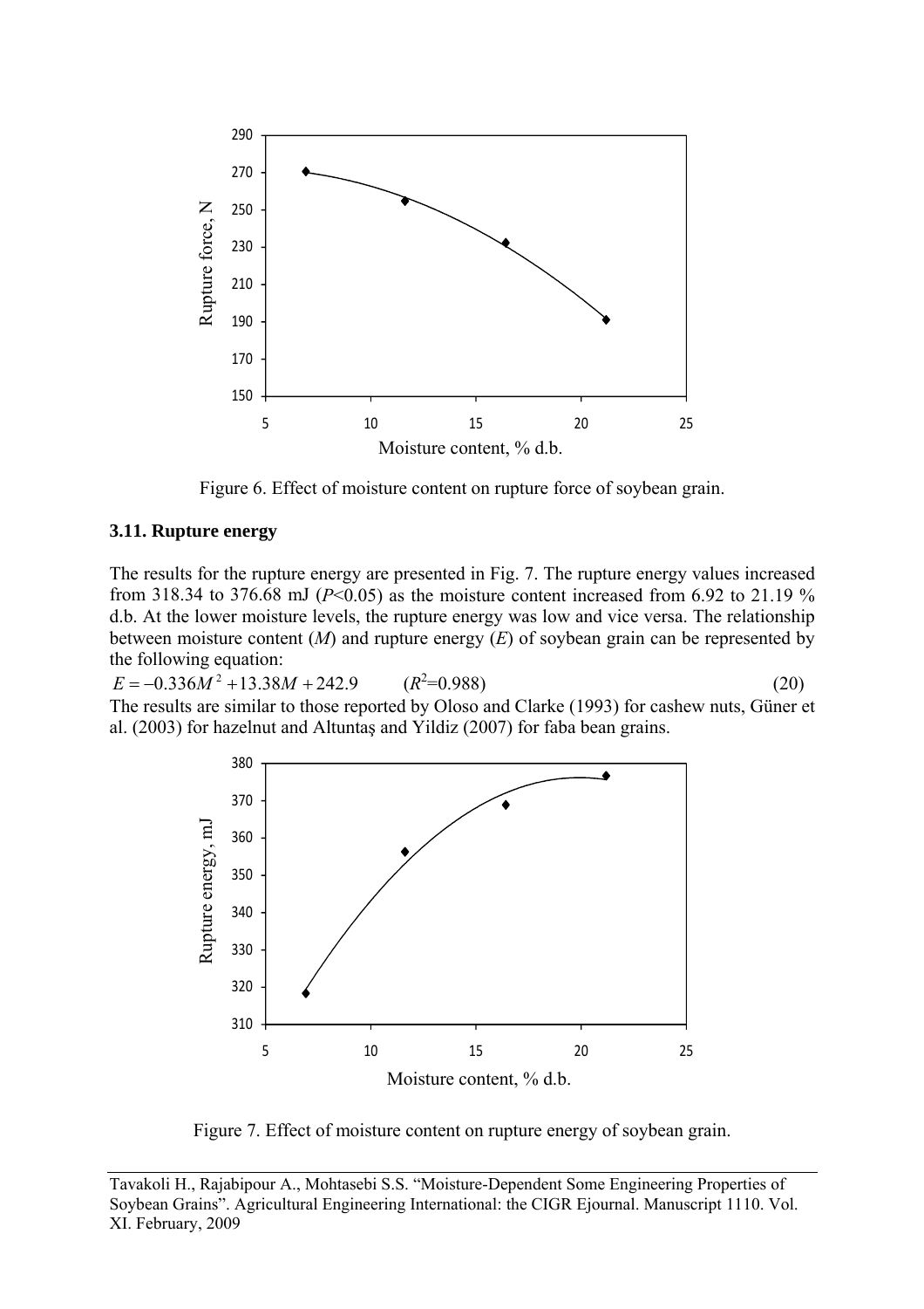Figure 6. Effect of moisture content on rupture force of soybean grain.

### 3.11. Rupture energy

The results for the rupture energy are presented in Fig. 7. The rupture energy values increased from 318.34 to 376.68 mJ ($P$<0.05) as the moisture content increased from 6.92 to 21.19 % d.b. At the lower moisture levels, the rupture energy was low and vice versa. The relationship between moisture content ($M$) and rupture energy ($E$) of soybean grain can be represented by the following equation:

$$E = -0.336M^2 + 13.38M + 242.9 \qquad (R^2=0.988) \qquad (20)$$

The results are similar to those reported by Oloso and Clarke (1993) for cashew nuts, Güner et al. (2003) for hazelnut and Altuntaş and Yildiz (2007) for faba bean grains.

Figure 7. Effect of moisture content on rupture energy of soybean grain.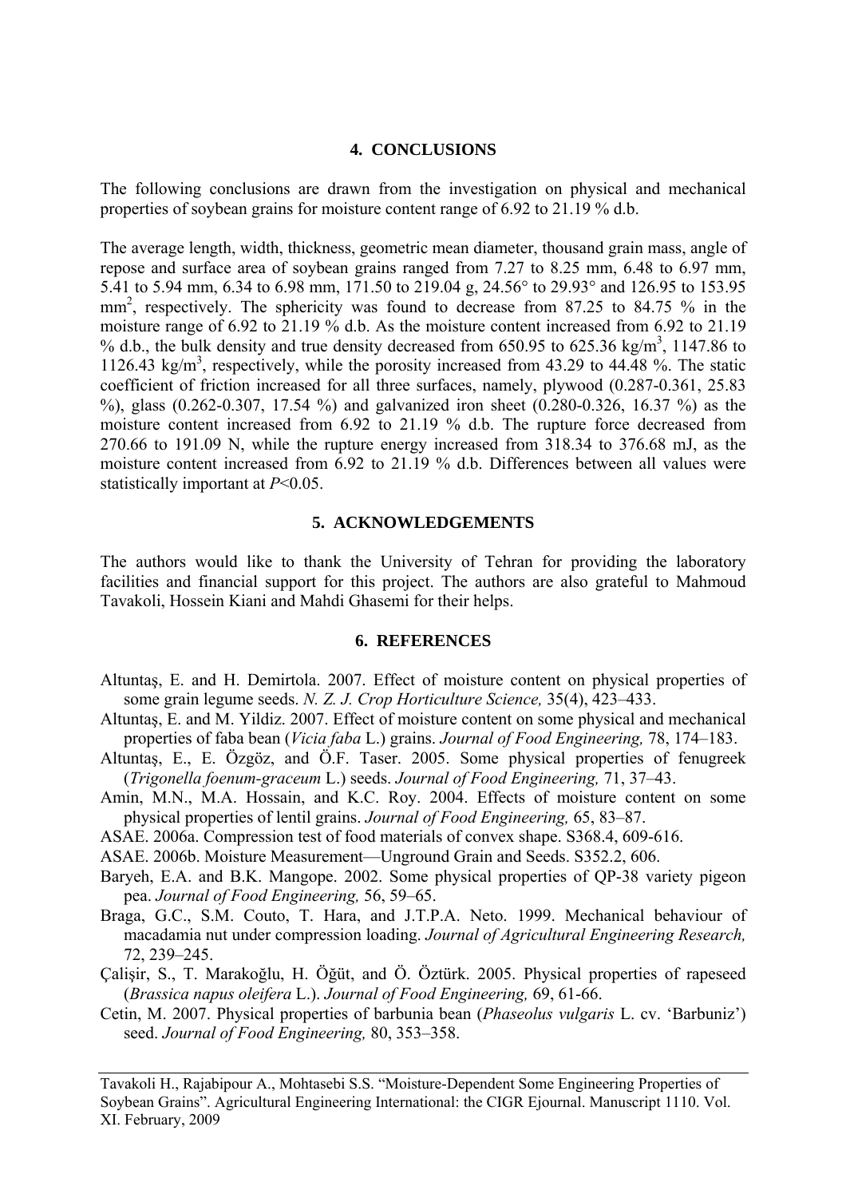## 4. CONCLUSIONS

The following conclusions are drawn from the investigation on physical and mechanical properties of soybean grains for moisture content range of 6.92 to 21.19 % d.b.

The average length, width, thickness, geometric mean diameter, thousand grain mass, angle of repose and surface area of soybean grains ranged from 7.27 to 8.25 mm, 6.48 to 6.97 mm, 5.41 to 5.94 mm, 6.34 to 6.98 mm, 171.50 to 219.04 g, 24.56° to 29.93° and 126.95 to 153.95 $mm^2$, respectively. The sphericity was found to decrease from 87.25 to 84.75 % in the moisture range of 6.92 to 21.19 % d.b. As the moisture content increased from 6.92 to 21.19 % d.b., the bulk density and true density decreased from 650.95 to 625.36 $kg/m^3$, 1147.86 to 1126.43 $kg/m^3$, respectively, while the porosity increased from 43.29 to 44.48 %. The static coefficient of friction increased for all three surfaces, namely, plywood (0.287-0.361, 25.83 %), glass (0.262-0.307, 17.54 %) and galvanized iron sheet (0.280-0.326, 16.37 %) as the moisture content increased from 6.92 to 21.19 % d.b. The rupture force decreased from 270.66 to 191.09 N, while the rupture energy increased from 318.34 to 376.68 mJ, as the moisture content increased from 6.92 to 21.19 % d.b. Differences between all values were statistically important at $P<0.05$.

## 5. ACKNOWLEDGEMENTS

The authors would like to thank the University of Tehran for providing the laboratory facilities and financial support for this project. The authors are also grateful to Mahmoud Tavakoli, Hossein Kiani and Mahdi Ghasemi for their helps.

## 6. REFERENCES

Altuntaş, E. and H. Demirtola. 2007. Effect of moisture content on physical properties of some grain legume seeds. *N. Z. J. Crop Horticulture Science,* 35(4), 423–433.

Altuntaş, E. and M. Yildiz. 2007. Effect of moisture content on some physical and mechanical properties of faba bean (*Vicia faba* L.) grains. *Journal of Food Engineering,* 78, 174–183.

Altuntaş, E., E. Özgöz, and Ö.F. Taser. 2005. Some physical properties of fenugreek (*Trigonella foenum-graceum* L.) seeds. *Journal of Food Engineering,* 71, 37–43.

Amin, M.N., M.A. Hossain, and K.C. Roy. 2004. Effects of moisture content on some physical properties of lentil grains. *Journal of Food Engineering,* 65, 83–87.

ASAE. 2006a. Compression test of food materials of convex shape. S368.4, 609-616.

ASAE. 2006b. Moisture Measurement—Unground Grain and Seeds. S352.2, 606.

Baryeh, E.A. and B.K. Mangope. 2002. Some physical properties of QP-38 variety pigeon pea. *Journal of Food Engineering,* 56, 59–65.

Braga, G.C., S.M. Couto, T. Hara, and J.T.P.A. Neto. 1999. Mechanical behaviour of macadamia nut under compression loading. *Journal of Agricultural Engineering Research,* 72, 239–245.

Çalişir, S., T. Marakoğlu, H. Öğüt, and Ö. Öztürk. 2005. Physical properties of rapeseed (*Brassica napus oleifera* L.). *Journal of Food Engineering,* 69, 61-66.

Cetin, M. 2007. Physical properties of barbunia bean (*Phaseolus vulgaris* L. cv. 'Barbuniz') seed. *Journal of Food Engineering,* 80, 353–358.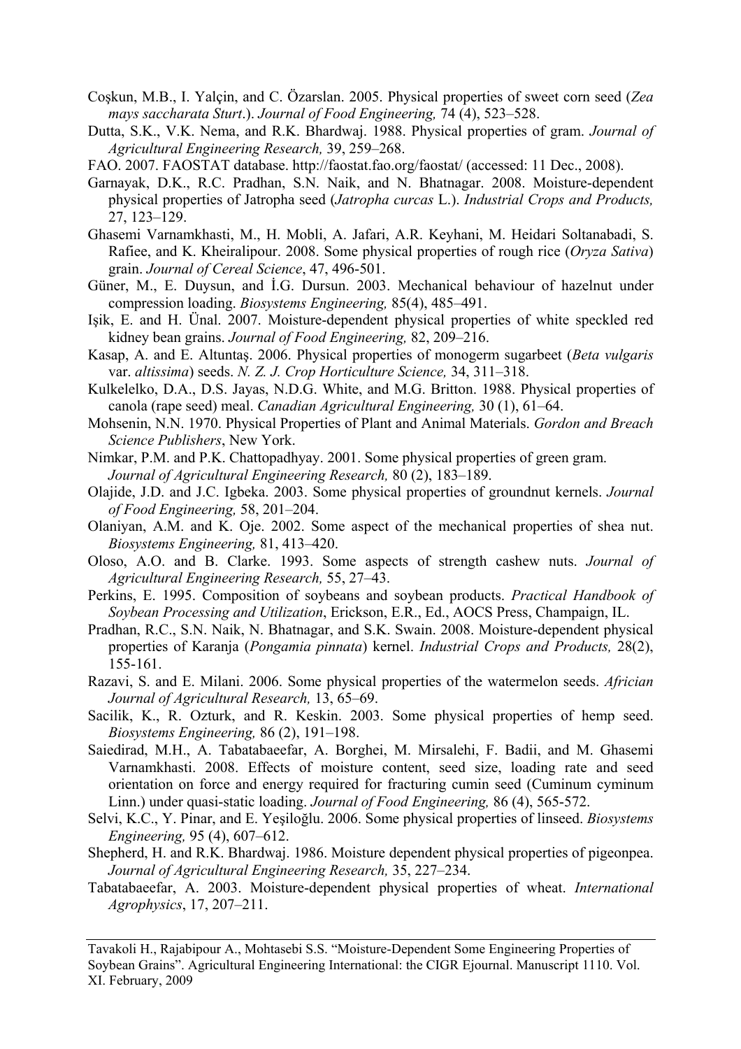Coşkun, M.B., I. Yalçin, and C. Özarslan. 2005. Physical properties of sweet corn seed (*Zea mays saccharata Sturt*.). *Journal of Food Engineering,* 74 (4), 523–528.

Dutta, S.K., V.K. Nema, and R.K. Bhardwaj. 1988. Physical properties of gram. *Journal of Agricultural Engineering Research,* 39, 259–268.

FAO. 2007. FAOSTAT database. http://faostat.fao.org/faostat/ (accessed: 11 Dec., 2008).

Garnayak, D.K., R.C. Pradhan, S.N. Naik, and N. Bhatnagar. 2008. Moisture-dependent physical properties of Jatropha seed (*Jatropha curcas* L.). *Industrial Crops and Products,* 27, 123–129.

Ghasemi Varnamkhasti, M., H. Mobli, A. Jafari, A.R. Keyhani, M. Heidari Soltanabadi, S. Rafiee, and K. Kheiralipour. 2008. Some physical properties of rough rice (*Oryza Sativa*) grain. *Journal of Cereal Science*, 47, 496-501.

Güner, M., E. Duysun, and İ.G. Dursun. 2003. Mechanical behaviour of hazelnut under compression loading. *Biosystems Engineering,* 85(4), 485–491.

Işik, E. and H. Ünal. 2007. Moisture-dependent physical properties of white speckled red kidney bean grains. *Journal of Food Engineering,* 82, 209–216.

Kasap, A. and E. Altuntaş. 2006. Physical properties of monogerm sugarbeet (*Beta vulgaris* var. *altissima*) seeds. *N. Z. J. Crop Horticulture Science,* 34, 311–318.

Kulkelelko, D.A., D.S. Jayas, N.D.G. White, and M.G. Britton. 1988. Physical properties of canola (rape seed) meal. *Canadian Agricultural Engineering,* 30 (1), 61–64.

Mohsenin, N.N. 1970. Physical Properties of Plant and Animal Materials. *Gordon and Breach Science Publishers*, New York.

Nimkar, P.M. and P.K. Chattopadhyay. 2001. Some physical properties of green gram. *Journal of Agricultural Engineering Research,* 80 (2), 183–189.

Olajide, J.D. and J.C. Igbeka. 2003. Some physical properties of groundnut kernels. *Journal of Food Engineering,* 58, 201–204.

Olaniyan, A.M. and K. Oje. 2002. Some aspect of the mechanical properties of shea nut. *Biosystems Engineering,* 81, 413–420.

Oloso, A.O. and B. Clarke. 1993. Some aspects of strength cashew nuts. *Journal of Agricultural Engineering Research,* 55, 27–43.

Perkins, E. 1995. Composition of soybeans and soybean products. *Practical Handbook of Soybean Processing and Utilization*, Erickson, E.R., Ed., AOCS Press, Champaign, IL.

Pradhan, R.C., S.N. Naik, N. Bhatnagar, and S.K. Swain. 2008. Moisture-dependent physical properties of Karanja (*Pongamia pinnata*) kernel. *Industrial Crops and Products,* 28(2), 155-161.

Razavi, S. and E. Milani. 2006. Some physical properties of the watermelon seeds. *African Journal of Agricultural Research,* 13, 65–69.

Sacilik, K., R. Ozturk, and R. Keskin. 2003. Some physical properties of hemp seed. *Biosystems Engineering,* 86 (2), 191–198.

Saiedirad, M.H., A. Tabatabaeefar, A. Borghei, M. Mirsalehi, F. Badii, and M. Ghasemi Varnamkhasti. 2008. Effects of moisture content, seed size, loading rate and seed orientation on force and energy required for fracturing cumin seed (Cuminum cyminum Linn.) under quasi-static loading. *Journal of Food Engineering,* 86 (4), 565-572.

Selvi, K.C., Y. Pinar, and E. Yeşiloğlu. 2006. Some physical properties of linseed. *Biosystems Engineering,* 95 (4), 607–612.

Shepherd, H. and R.K. Bhardwaj. 1986. Moisture dependent physical properties of pigeonpea. *Journal of Agricultural Engineering Research,* 35, 227–234.

Tabatabaeefar, A. 2003. Moisture-dependent physical properties of wheat. *International Agrophysics*, 17, 207–211.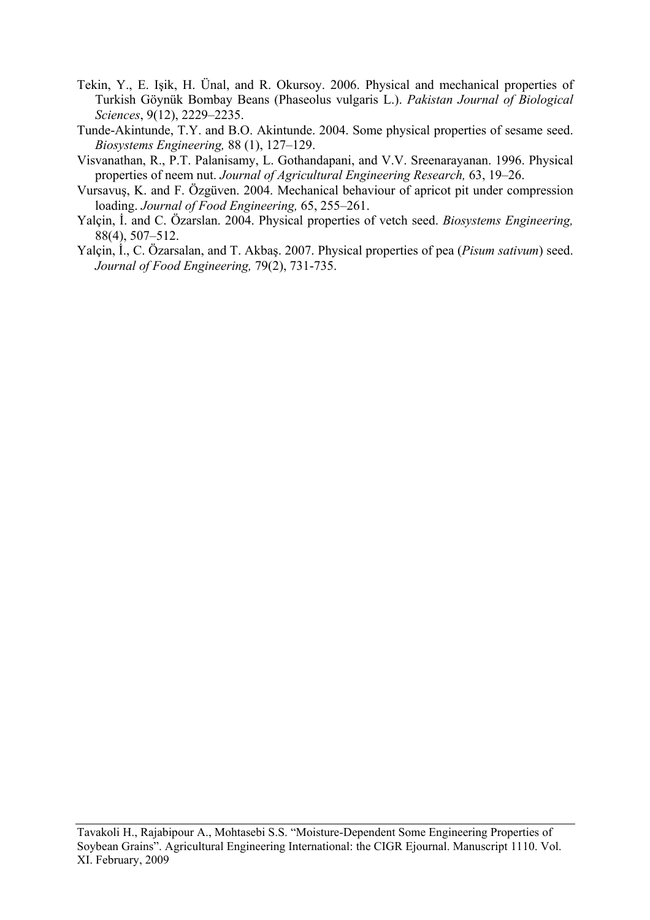Tekin, Y., E. Işik, H. Ünal, and R. Okursoy. 2006. Physical and mechanical properties of Turkish Göynük Bombay Beans (Phaseolus vulgaris L.). *Pakistan Journal of Biological Sciences*, 9(12), 2229–2235.

Tunde-Akintunde, T.Y. and B.O. Akintunde. 2004. Some physical properties of sesame seed. *Biosystems Engineering,* 88 (1), 127–129.

Visvanathan, R., P.T. Palanisamy, L. Gothandapani, and V.V. Sreenarayanan. 1996. Physical properties of neem nut. *Journal of Agricultural Engineering Research,* 63, 19–26.

Vursavuş, K. and F. Özgüven. 2004. Mechanical behaviour of apricot pit under compression loading. *Journal of Food Engineering,* 65, 255–261.

Yalçin, İ. and C. Özarslan. 2004. Physical properties of vetch seed. *Biosystems Engineering,* 88(4), 507–512.

Yalçin, İ., C. Özarsalan, and T. Akbaş. 2007. Physical properties of pea (*Pisum sativum*) seed. *Journal of Food Engineering,* 79(2), 731-735.